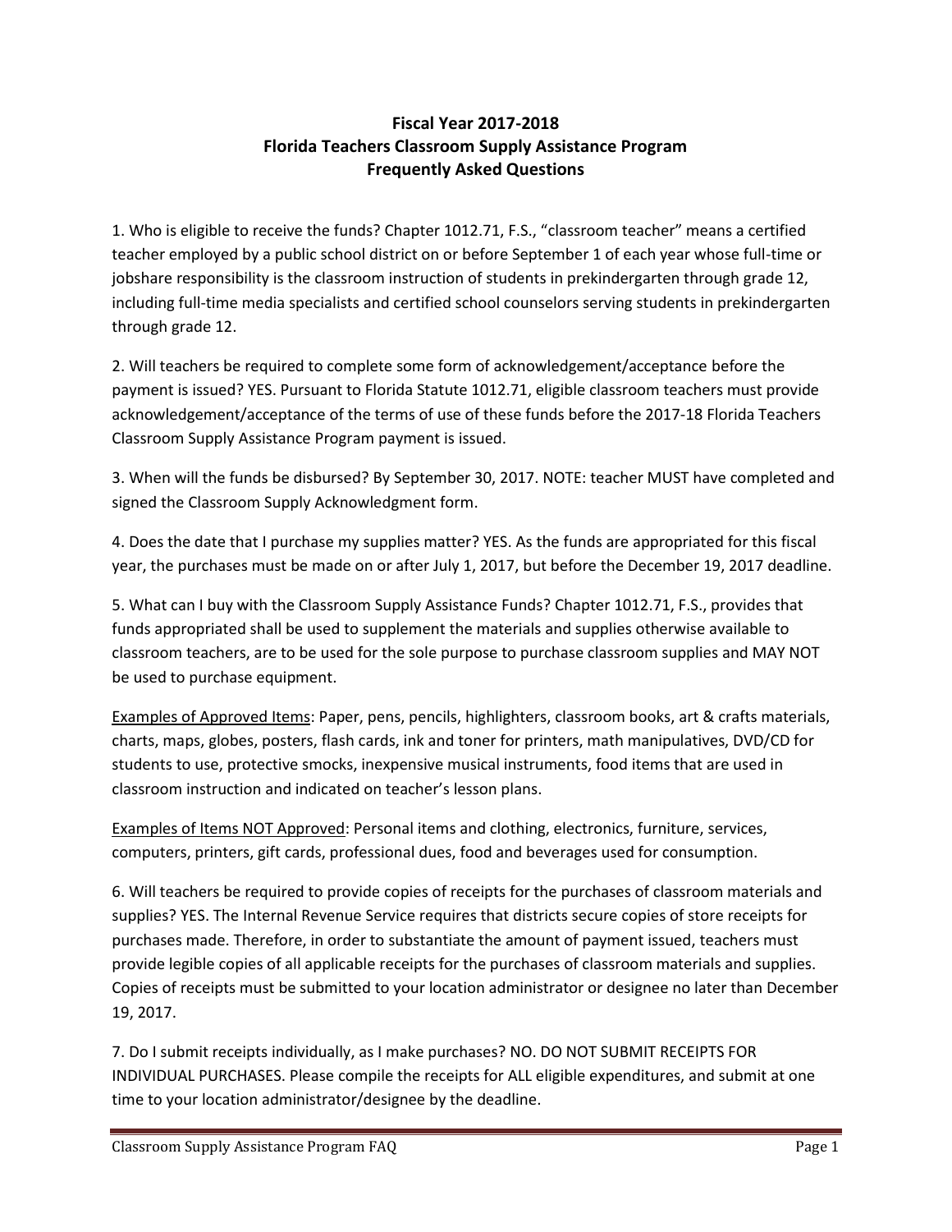# Fiscal Year 2017-2018
# Florida Teachers Classroom Supply Assistance Program
# Frequently Asked Questions

1. Who is eligible to receive the funds? Chapter 1012.71, F.S., "classroom teacher" means a certified teacher employed by a public school district on or before September 1 of each year whose full-time or jobshare responsibility is the classroom instruction of students in prekindergarten through grade 12, including full-time media specialists and certified school counselors serving students in prekindergarten through grade 12.

2. Will teachers be required to complete some form of acknowledgement/acceptance before the payment is issued? YES. Pursuant to Florida Statute 1012.71, eligible classroom teachers must provide acknowledgement/acceptance of the terms of use of these funds before the 2017-18 Florida Teachers Classroom Supply Assistance Program payment is issued.

3. When will the funds be disbursed? By September 30, 2017. NOTE: teacher MUST have completed and signed the Classroom Supply Acknowledgment form.

4. Does the date that I purchase my supplies matter? YES. As the funds are appropriated for this fiscal year, the purchases must be made on or after July 1, 2017, but before the December 19, 2017 deadline.

5. What can I buy with the Classroom Supply Assistance Funds? Chapter 1012.71, F.S., provides that funds appropriated shall be used to supplement the materials and supplies otherwise available to classroom teachers, are to be used for the sole purpose to purchase classroom supplies and MAY NOT be used to purchase equipment.

Examples of Approved Items: Paper, pens, pencils, highlighters, classroom books, art & crafts materials, charts, maps, globes, posters, flash cards, ink and toner for printers, math manipulatives, DVD/CD for students to use, protective smocks, inexpensive musical instruments, food items that are used in classroom instruction and indicated on teacher's lesson plans.

Examples of Items NOT Approved: Personal items and clothing, electronics, furniture, services, computers, printers, gift cards, professional dues, food and beverages used for consumption.

6. Will teachers be required to provide copies of receipts for the purchases of classroom materials and supplies? YES. The Internal Revenue Service requires that districts secure copies of store receipts for purchases made. Therefore, in order to substantiate the amount of payment issued, teachers must provide legible copies of all applicable receipts for the purchases of classroom materials and supplies. Copies of receipts must be submitted to your location administrator or designee no later than December 19, 2017.

7. Do I submit receipts individually, as I make purchases? NO. DO NOT SUBMIT RECEIPTS FOR INDIVIDUAL PURCHASES. Please compile the receipts for ALL eligible expenditures, and submit at one time to your location administrator/designee by the deadline.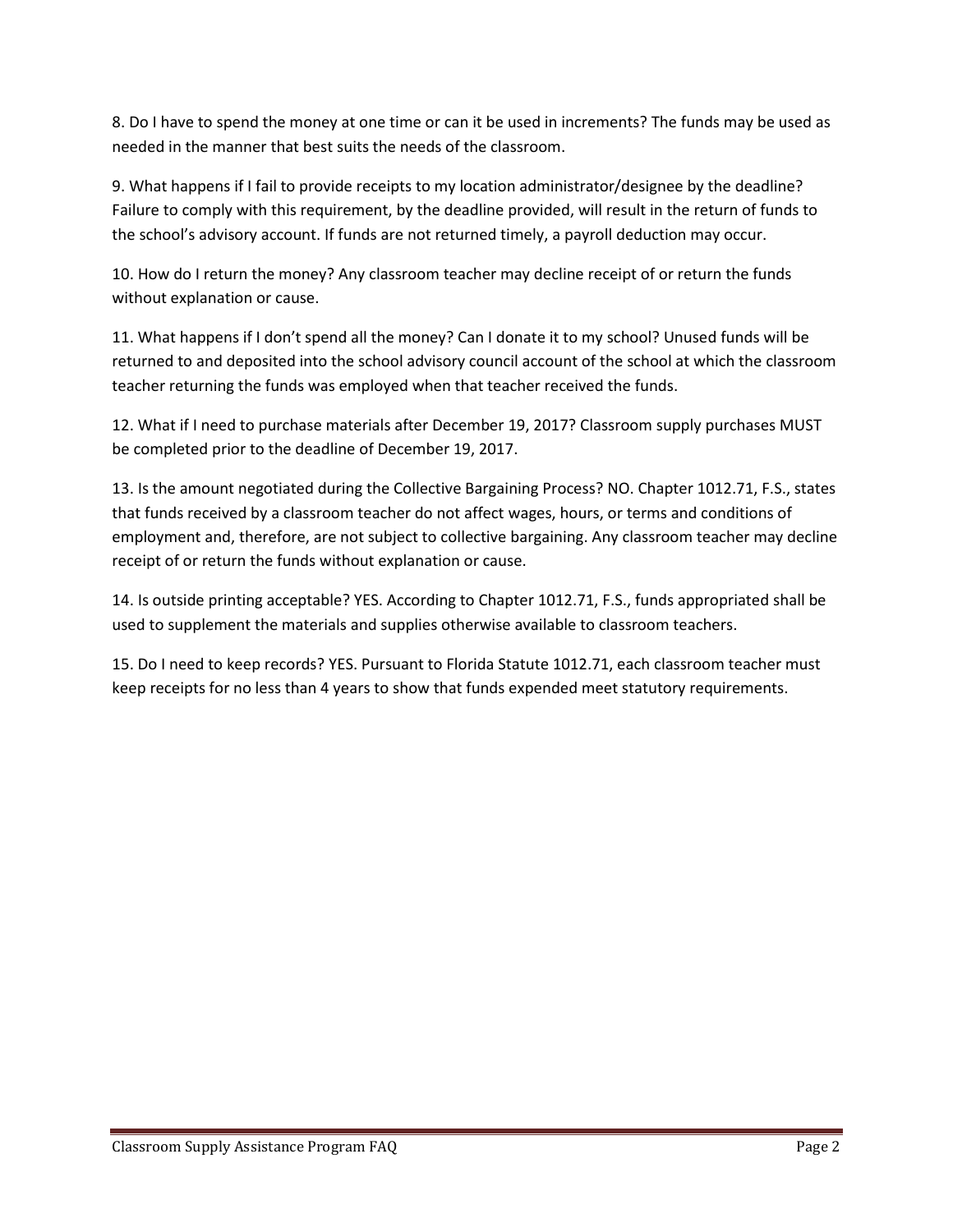8. Do I have to spend the money at one time or can it be used in increments? The funds may be used as needed in the manner that best suits the needs of the classroom.

9. What happens if I fail to provide receipts to my location administrator/designee by the deadline? Failure to comply with this requirement, by the deadline provided, will result in the return of funds to the school's advisory account. If funds are not returned timely, a payroll deduction may occur.

10. How do I return the money? Any classroom teacher may decline receipt of or return the funds without explanation or cause.

11. What happens if I don't spend all the money? Can I donate it to my school? Unused funds will be returned to and deposited into the school advisory council account of the school at which the classroom teacher returning the funds was employed when that teacher received the funds.

12. What if I need to purchase materials after December 19, 2017? Classroom supply purchases MUST be completed prior to the deadline of December 19, 2017.

13. Is the amount negotiated during the Collective Bargaining Process? NO. Chapter 1012.71, F.S., states that funds received by a classroom teacher do not affect wages, hours, or terms and conditions of employment and, therefore, are not subject to collective bargaining. Any classroom teacher may decline receipt of or return the funds without explanation or cause.

14. Is outside printing acceptable? YES. According to Chapter 1012.71, F.S., funds appropriated shall be used to supplement the materials and supplies otherwise available to classroom teachers.

15. Do I need to keep records? YES. Pursuant to Florida Statute 1012.71, each classroom teacher must keep receipts for no less than 4 years to show that funds expended meet statutory requirements.